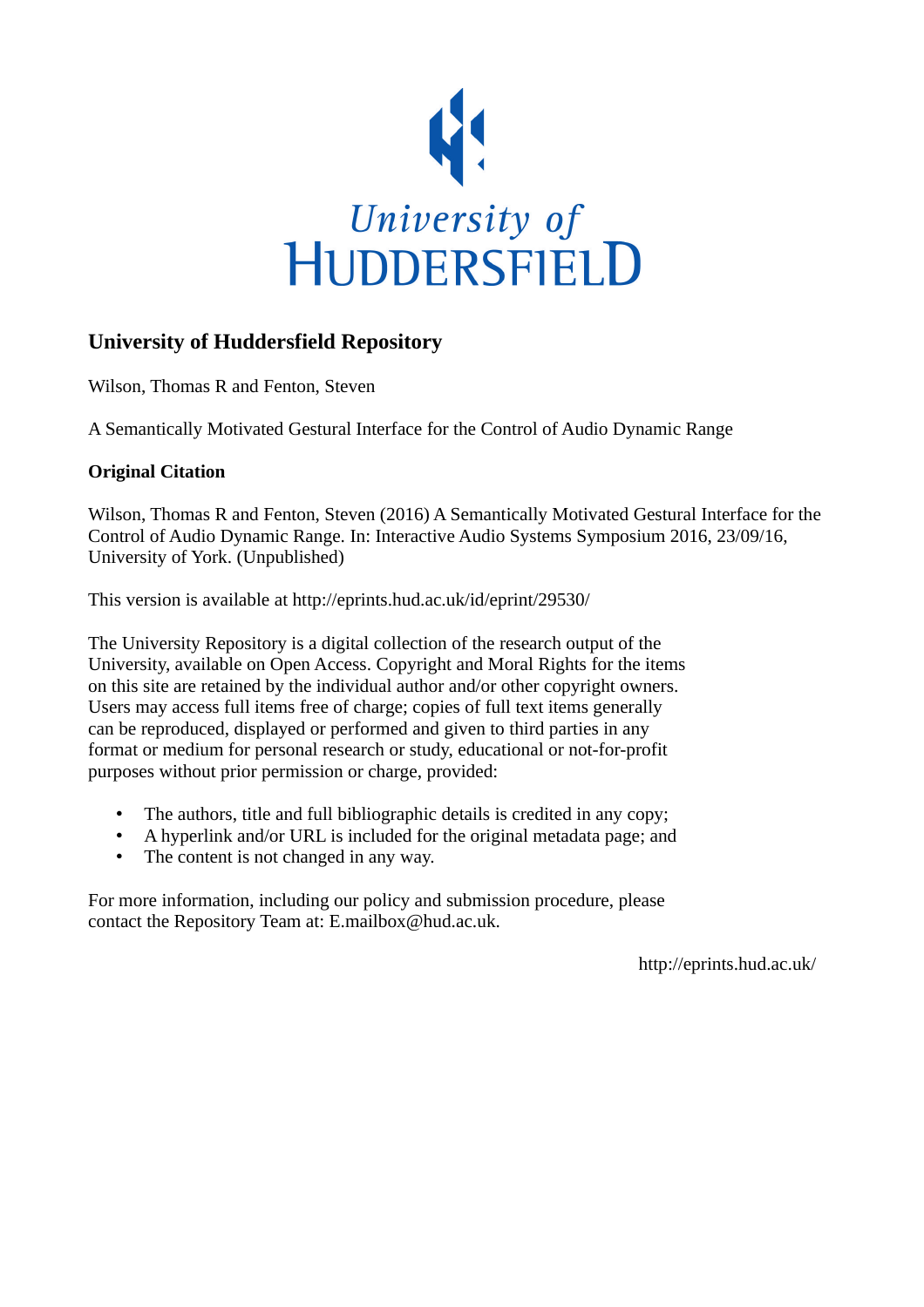# University of Huddersfield Repository

Wilson, Thomas R and Fenton, Steven

A Semantically Motivated Gestural Interface for the Control of Audio Dynamic Range

## Original Citation

Wilson, Thomas R and Fenton, Steven (2016) A Semantically Motivated Gestural Interface for the Control of Audio Dynamic Range. In: Interactive Audio Systems Symposium 2016, 23/09/16, University of York. (Unpublished)

This version is available at http://eprints.hud.ac.uk/id/eprint/29530/

The University Repository is a digital collection of the research output of the University, available on Open Access. Copyright and Moral Rights for the items on this site are retained by the individual author and/or other copyright owners. Users may access full items free of charge; copies of full text items generally can be reproduced, displayed or performed and given to third parties in any format or medium for personal research or study, educational or not-for-profit purposes without prior permission or charge, provided:

- The authors, title and full bibliographic details is credited in any copy;
- A hyperlink and/or URL is included for the original metadata page; and
- The content is not changed in any way.

For more information, including our policy and submission procedure, please contact the Repository Team at: E.mailbox@hud.ac.uk.

http://eprints.hud.ac.uk/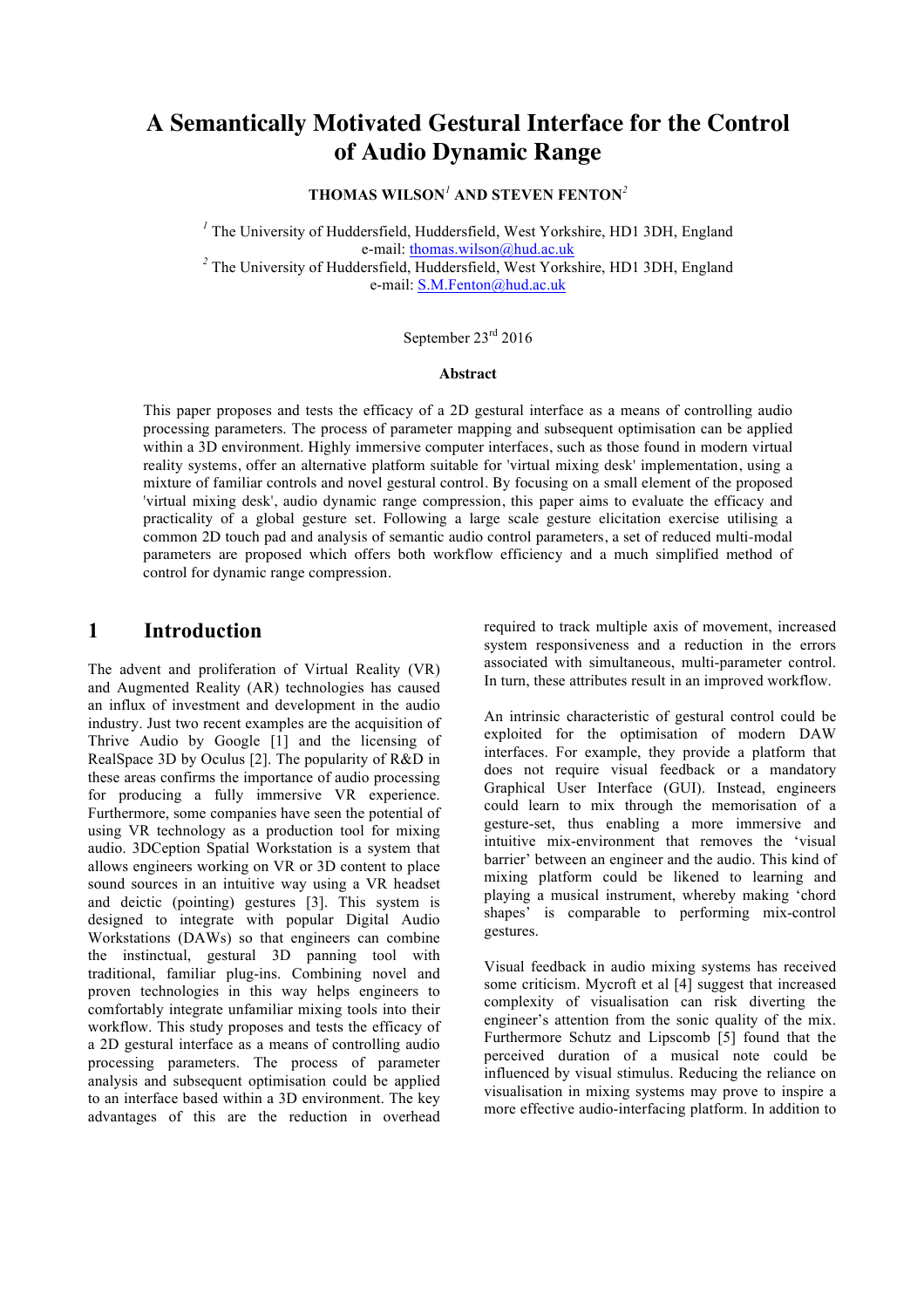# A Semantically Motivated Gestural Interface for the Control of Audio Dynamic Range

**THOMAS WILSON[1] AND STEVEN FENTON[2]**

[1] The University of Huddersfield, Huddersfield, West Yorkshire, HD1 3DH, England
e-mail: thomas.wilson@hud.ac.uk
[2] The University of Huddersfield, Huddersfield, West Yorkshire, HD1 3DH, England
e-mail: S.M.Fenton@hud.ac.uk

September 23rd 2016

**Abstract**

This paper proposes and tests the efficacy of a 2D gestural interface as a means of controlling audio processing parameters. The process of parameter mapping and subsequent optimisation can be applied within a 3D environment. Highly immersive computer interfaces, such as those found in modern virtual reality systems, offer an alternative platform suitable for 'virtual mixing desk' implementation, using a mixture of familiar controls and novel gestural control. By focusing on a small element of the proposed 'virtual mixing desk', audio dynamic range compression, this paper aims to evaluate the efficacy and practicality of a global gesture set. Following a large scale gesture elicitation exercise utilising a common 2D touch pad and analysis of semantic audio control parameters, a set of reduced multi-modal parameters are proposed which offers both workflow efficiency and a much simplified method of control for dynamic range compression.

## 1 Introduction

The advent and proliferation of Virtual Reality (VR) and Augmented Reality (AR) technologies has caused an influx of investment and development in the audio industry. Just two recent examples are the acquisition of Thrive Audio by Google [1] and the licensing of RealSpace 3D by Oculus [2]. The popularity of R&D in these areas confirms the importance of audio processing for producing a fully immersive VR experience. Furthermore, some companies have seen the potential of using VR technology as a production tool for mixing audio. 3DCeption Spatial Workstation is a system that allows engineers working on VR or 3D content to place sound sources in an intuitive way using a VR headset and deictic (pointing) gestures [3]. This system is designed to integrate with popular Digital Audio Workstations (DAWs) so that engineers can combine the instinctual, gestural 3D panning tool with traditional, familiar plug-ins. Combining novel and proven technologies in this way helps engineers to comfortably integrate unfamiliar mixing tools into their workflow. This study proposes and tests the efficacy of a 2D gestural interface as a means of controlling audio processing parameters. The process of parameter analysis and subsequent optimisation could be applied to an interface based within a 3D environment. The key advantages of this are the reduction in overhead required to track multiple axis of movement, increased system responsiveness and a reduction in the errors associated with simultaneous, multi-parameter control. In turn, these attributes result in an improved workflow.

An intrinsic characteristic of gestural control could be exploited for the optimisation of modern DAW interfaces. For example, they provide a platform that does not require visual feedback or a mandatory Graphical User Interface (GUI). Instead, engineers could learn to mix through the memorisation of a gesture-set, thus enabling a more immersive and intuitive mix-environment that removes the 'visual barrier' between an engineer and the audio. This kind of mixing platform could be likened to learning and playing a musical instrument, whereby making 'chord shapes' is comparable to performing mix-control gestures.

Visual feedback in audio mixing systems has received some criticism. Mycroft et al [4] suggest that increased complexity of visualisation can risk diverting the engineer's attention from the sonic quality of the mix. Furthermore Schutz and Lipscomb [5] found that the perceived duration of a musical note could be influenced by visual stimulus. Reducing the reliance on visualisation in mixing systems may prove to inspire a more effective audio-interfacing platform. In addition to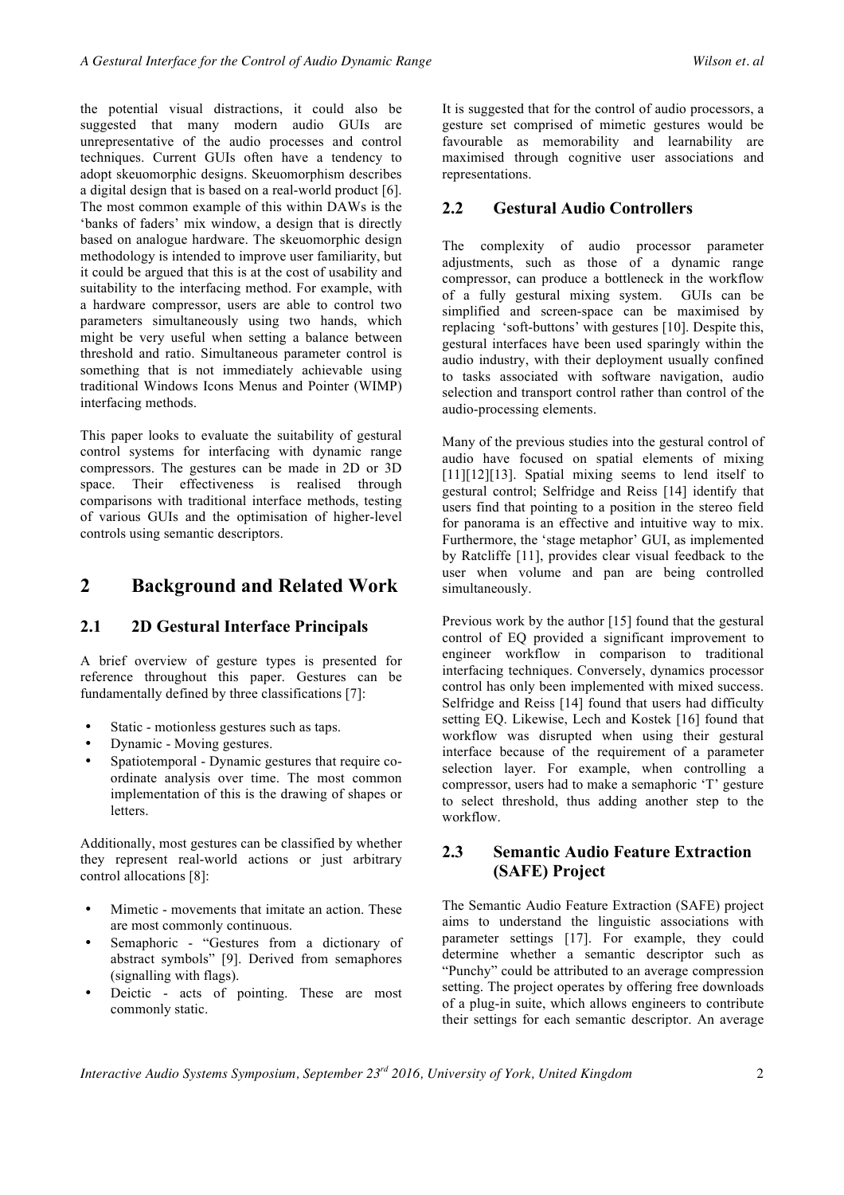the potential visual distractions, it could also be suggested that many modern audio GUIs are unrepresentative of the audio processes and control techniques. Current GUIs often have a tendency to adopt skeuomorphic designs. Skeuomorphism describes a digital design that is based on a real-world product [6]. The most common example of this within DAWs is the 'banks of faders' mix window, a design that is directly based on analogue hardware. The skeuomorphic design methodology is intended to improve user familiarity, but it could be argued that this is at the cost of usability and suitability to the interfacing method. For example, with a hardware compressor, users are able to control two parameters simultaneously using two hands, which might be very useful when setting a balance between threshold and ratio. Simultaneous parameter control is something that is not immediately achievable using traditional Windows Icons Menus and Pointer (WIMP) interfacing methods.

This paper looks to evaluate the suitability of gestural control systems for interfacing with dynamic range compressors. The gestures can be made in 2D or 3D space. Their effectiveness is realised through comparisons with traditional interface methods, testing of various GUIs and the optimisation of higher-level controls using semantic descriptors.

## 2 Background and Related Work

### 2.1 2D Gestural Interface Principals

A brief overview of gesture types is presented for reference throughout this paper. Gestures can be fundamentally defined by three classifications [7]:

- Static - motionless gestures such as taps.
- Dynamic - Moving gestures.
- Spatiotemporal - Dynamic gestures that require co-ordinate analysis over time. The most common implementation of this is the drawing of shapes or letters.

Additionally, most gestures can be classified by whether they represent real-world actions or just arbitrary control allocations [8]:

- Mimetic - movements that imitate an action. These are most commonly continuous.
- Semaphoric - "Gestures from a dictionary of abstract symbols" [9]. Derived from semaphores (signalling with flags).
- Deictic - acts of pointing. These are most commonly static.

It is suggested that for the control of audio processors, a gesture set comprised of mimetic gestures would be favourable as memorability and learnability are maximised through cognitive user associations and representations.

### 2.2 Gestural Audio Controllers

The complexity of audio processor parameter adjustments, such as those of a dynamic range compressor, can produce a bottleneck in the workflow of a fully gestural mixing system. GUIs can be simplified and screen-space can be maximised by replacing 'soft-buttons' with gestures [10]. Despite this, gestural interfaces have been used sparingly within the audio industry, with their deployment usually confined to tasks associated with software navigation, audio selection and transport control rather than control of the audio-processing elements.

Many of the previous studies into the gestural control of audio have focused on spatial elements of mixing [11][12][13]. Spatial mixing seems to lend itself to gestural control; Selfridge and Reiss [14] identify that users find that pointing to a position in the stereo field for panorama is an effective and intuitive way to mix. Furthermore, the 'stage metaphor' GUI, as implemented by Ratcliffe [11], provides clear visual feedback to the user when volume and pan are being controlled simultaneously.

Previous work by the author [15] found that the gestural control of EQ provided a significant improvement to engineer workflow in comparison to traditional interfacing techniques. Conversely, dynamics processor control has only been implemented with mixed success. Selfridge and Reiss [14] found that users had difficulty setting EQ. Likewise, Lech and Kostek [16] found that workflow was disrupted when using their gestural interface because of the requirement of a parameter selection layer. For example, when controlling a compressor, users had to make a semaphoric 'T' gesture to select threshold, thus adding another step to the workflow.

### 2.3 Semantic Audio Feature Extraction (SAFE) Project

The Semantic Audio Feature Extraction (SAFE) project aims to understand the linguistic associations with parameter settings [17]. For example, they could determine whether a semantic descriptor such as "Punchy" could be attributed to an average compression setting. The project operates by offering free downloads of a plug-in suite, which allows engineers to contribute their settings for each semantic descriptor. An average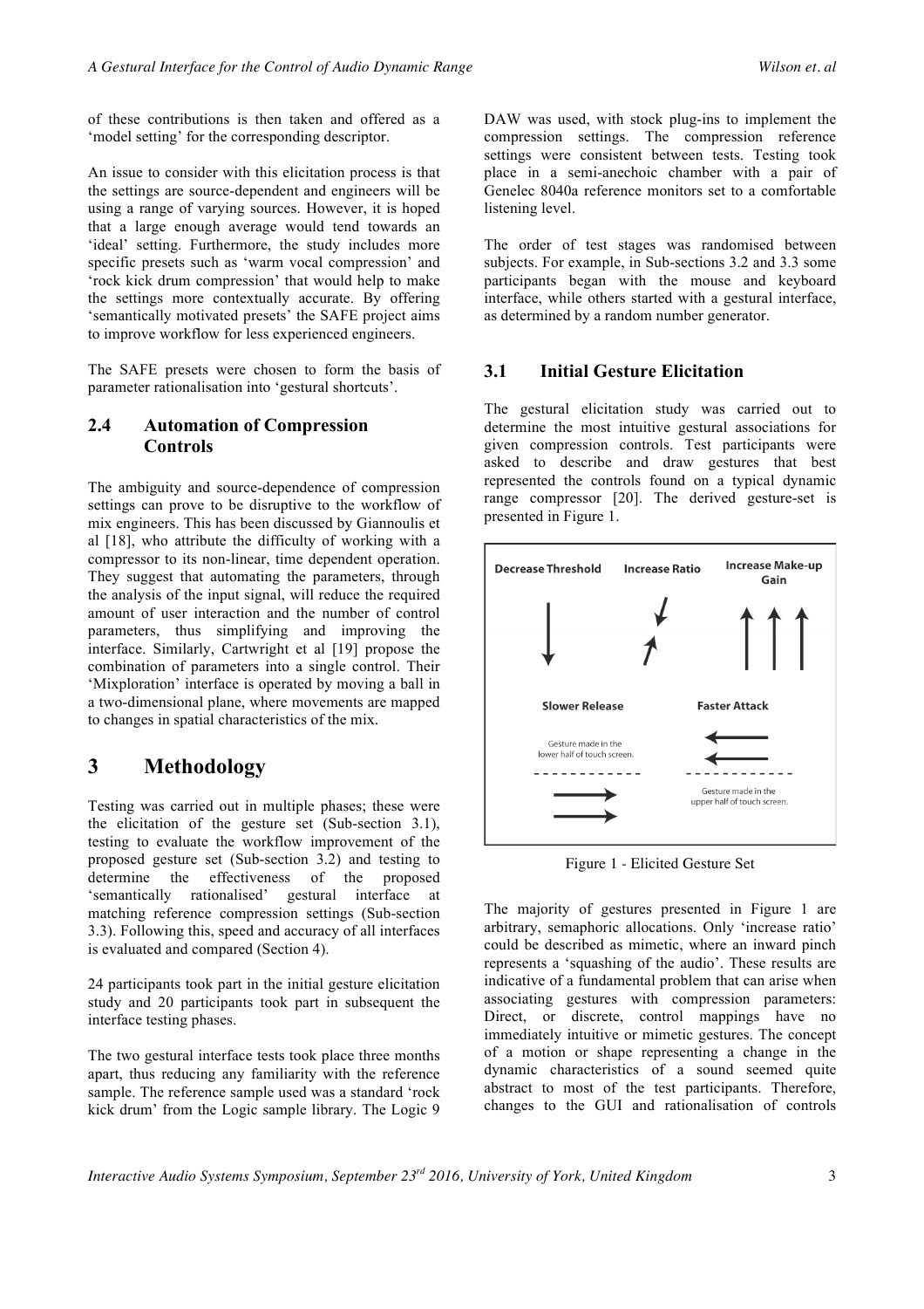of these contributions is then taken and offered as a 'model setting' for the corresponding descriptor.

An issue to consider with this elicitation process is that the settings are source-dependent and engineers will be using a range of varying sources. However, it is hoped that a large enough average would tend towards an 'ideal' setting. Furthermore, the study includes more specific presets such as 'warm vocal compression' and 'rock kick drum compression' that would help to make the settings more contextually accurate. By offering 'semantically motivated presets' the SAFE project aims to improve workflow for less experienced engineers.

The SAFE presets were chosen to form the basis of parameter rationalisation into 'gestural shortcuts'.

### 2.4 Automation of Compression Controls

The ambiguity and source-dependence of compression settings can prove to be disruptive to the workflow of mix engineers. This has been discussed by Giannoulis et al [18], who attribute the difficulty of working with a compressor to its non-linear, time dependent operation. They suggest that automating the parameters, through the analysis of the input signal, will reduce the required amount of user interaction and the number of control parameters, thus simplifying and improving the interface. Similarly, Cartwright et al [19] propose the combination of parameters into a single control. Their 'Mixploration' interface is operated by moving a ball in a two-dimensional plane, where movements are mapped to changes in spatial characteristics of the mix.

## 3 Methodology

Testing was carried out in multiple phases; these were the elicitation of the gesture set (Sub-section 3.1), testing to evaluate the workflow improvement of the proposed gesture set (Sub-section 3.2) and testing to determine the effectiveness of the proposed 'semantically rationalised' gestural interface at matching reference compression settings (Sub-section 3.3). Following this, speed and accuracy of all interfaces is evaluated and compared (Section 4).

24 participants took part in the initial gesture elicitation study and 20 participants took part in subsequent the interface testing phases.

The two gestural interface tests took place three months apart, thus reducing any familiarity with the reference sample. The reference sample used was a standard 'rock kick drum' from the Logic sample library. The Logic 9 DAW was used, with stock plug-ins to implement the compression settings. The compression reference settings were consistent between tests. Testing took place in a semi-anechoic chamber with a pair of Genelec 8040a reference monitors set to a comfortable listening level.

The order of test stages was randomised between subjects. For example, in Sub-sections 3.2 and 3.3 some participants began with the mouse and keyboard interface, while others started with a gestural interface, as determined by a random number generator.

### 3.1 Initial Gesture Elicitation

The gestural elicitation study was carried out to determine the most intuitive gestural associations for given compression controls. Test participants were asked to describe and draw gestures that best represented the controls found on a typical dynamic range compressor [20]. The derived gesture-set is presented in Figure 1.

Decrease Threshold | Increase Ratio | Increase Make-up Gain | Slower Release (Gesture made in the lower half of touch screen.) | Faster Attack (Gesture made in the upper half of touch screen.)

Figure 1 - Elicited Gesture Set

The majority of gestures presented in Figure 1 are arbitrary, semaphoric allocations. Only 'increase ratio' could be described as mimetic, where an inward pinch represents a 'squashing of the audio'. These results are indicative of a fundamental problem that can arise when associating gestures with compression parameters: Direct, or discrete, control mappings have no immediately intuitive or mimetic gestures. The concept of a motion or shape representing a change in the dynamic characteristics of a sound seemed quite abstract to most of the test participants. Therefore, changes to the GUI and rationalisation of controls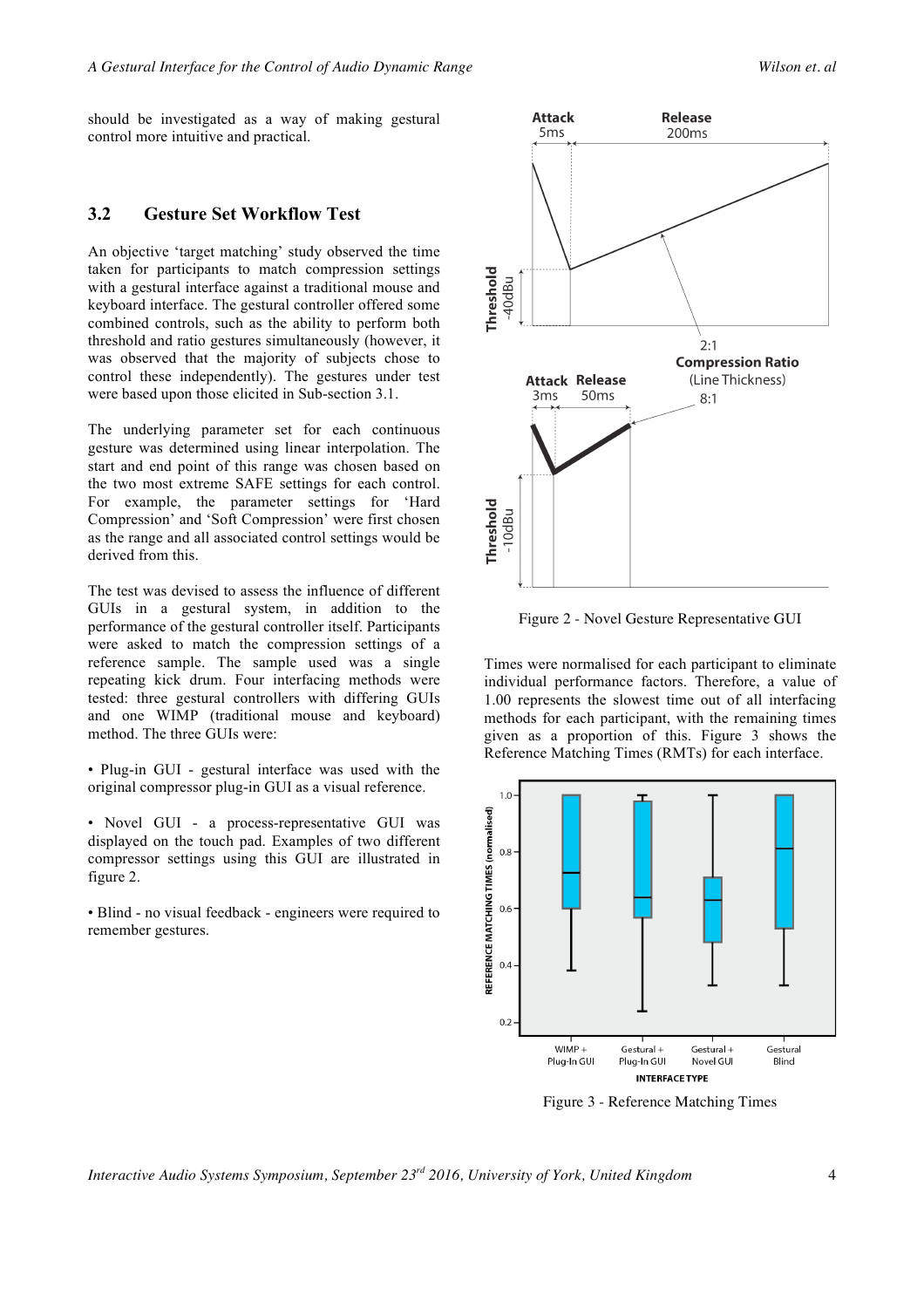should be investigated as a way of making gestural control more intuitive and practical.

## 3.2 Gesture Set Workflow Test

An objective 'target matching' study observed the time taken for participants to match compression settings with a gestural interface against a traditional mouse and keyboard interface. The gestural controller offered some combined controls, such as the ability to perform both threshold and ratio gestures simultaneously (however, it was observed that the majority of subjects chose to control these independently). The gestures under test were based upon those elicited in Sub-section 3.1.

The underlying parameter set for each continuous gesture was determined using linear interpolation. The start and end point of this range was chosen based on the two most extreme SAFE settings for each control. For example, the parameter settings for 'Hard Compression' and 'Soft Compression' were first chosen as the range and all associated control settings would be derived from this.

The test was devised to assess the influence of different GUIs in a gestural system, in addition to the performance of the gestural controller itself. Participants were asked to match the compression settings of a reference sample. The sample used was a single repeating kick drum. Four interfacing methods were tested: three gestural controllers with differing GUIs and one WIMP (traditional mouse and keyboard) method. The three GUIs were:

- Plug-in GUI - gestural interface was used with the original compressor plug-in GUI as a visual reference.
- Novel GUI - a process-representative GUI was displayed on the touch pad. Examples of two different compressor settings using this GUI are illustrated in figure 2.
- Blind - no visual feedback - engineers were required to remember gestures.

Figure 2 - Novel Gesture Representative GUI

Times were normalised for each participant to eliminate individual performance factors. Therefore, a value of 1.00 represents the slowest time out of all interfacing methods for each participant, with the remaining times given as a proportion of this. Figure 3 shows the Reference Matching Times (RMTs) for each interface.

Figure 3 - Reference Matching Times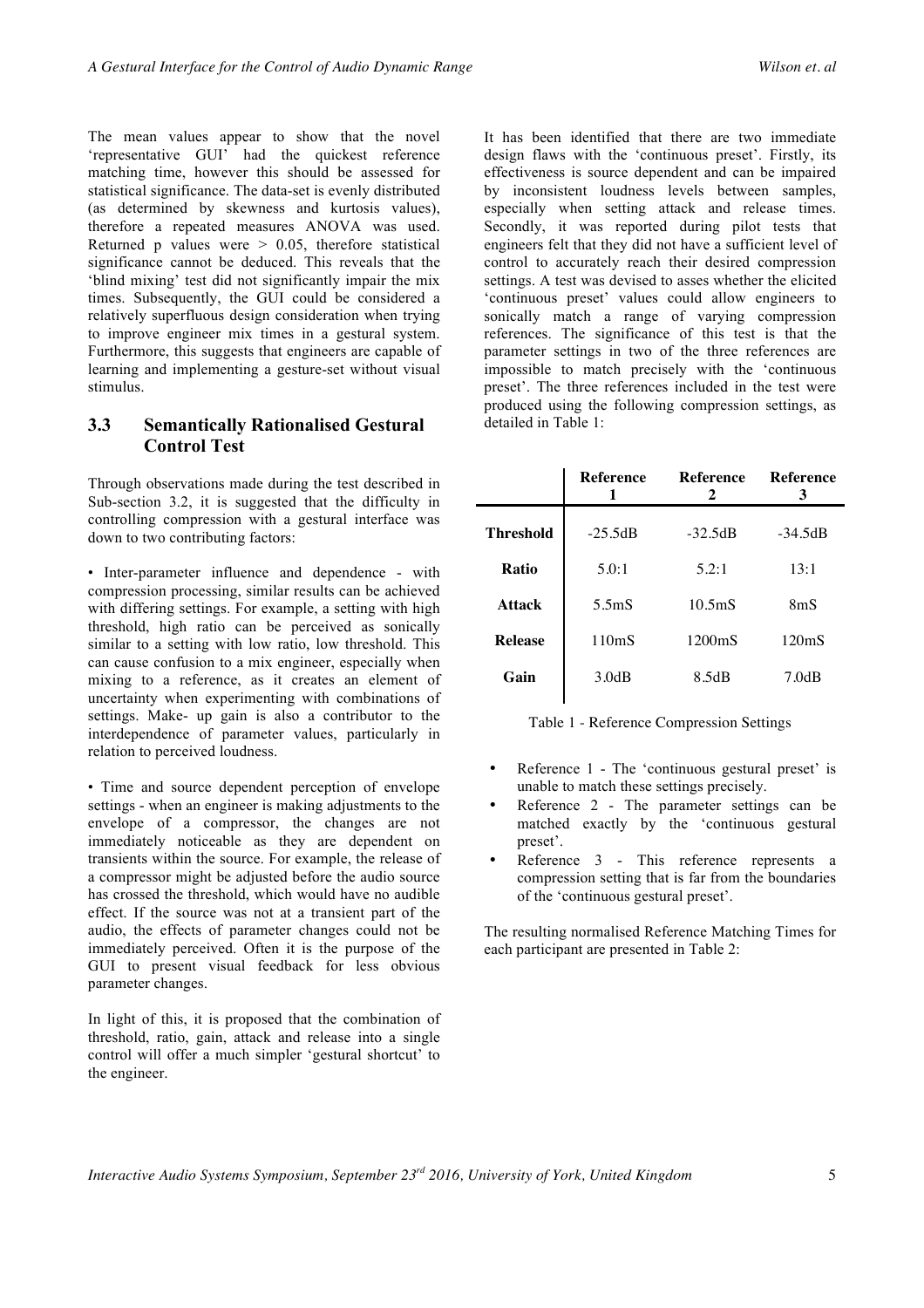The mean values appear to show that the novel 'representative GUI' had the quickest reference matching time, however this should be assessed for statistical significance. The data-set is evenly distributed (as determined by skewness and kurtosis values), therefore a repeated measures ANOVA was used. Returned p values were $> 0.05$, therefore statistical significance cannot be deduced. This reveals that the 'blind mixing' test did not significantly impair the mix times. Subsequently, the GUI could be considered a relatively superfluous design consideration when trying to improve engineer mix times in a gestural system. Furthermore, this suggests that engineers are capable of learning and implementing a gesture-set without visual stimulus.

### 3.3 Semantically Rationalised Gestural Control Test

Through observations made during the test described in Sub-section 3.2, it is suggested that the difficulty in controlling compression with a gestural interface was down to two contributing factors:

• Inter-parameter influence and dependence - with compression processing, similar results can be achieved with differing settings. For example, a setting with high threshold, high ratio can be perceived as sonically similar to a setting with low ratio, low threshold. This can cause confusion to a mix engineer, especially when mixing to a reference, as it creates an element of uncertainty when experimenting with combinations of settings. Make- up gain is also a contributor to the interdependence of parameter values, particularly in relation to perceived loudness.

• Time and source dependent perception of envelope settings - when an engineer is making adjustments to the envelope of a compressor, the changes are not immediately noticeable as they are dependent on transients within the source. For example, the release of a compressor might be adjusted before the audio source has crossed the threshold, which would have no audible effect. If the source was not at a transient part of the audio, the effects of parameter changes could not be immediately perceived. Often it is the purpose of the GUI to present visual feedback for less obvious parameter changes.

In light of this, it is proposed that the combination of threshold, ratio, gain, attack and release into a single control will offer a much simpler 'gestural shortcut' to the engineer.

It has been identified that there are two immediate design flaws with the 'continuous preset'. Firstly, its effectiveness is source dependent and can be impaired by inconsistent loudness levels between samples, especially when setting attack and release times. Secondly, it was reported during pilot tests that engineers felt that they did not have a sufficient level of control to accurately reach their desired compression settings. A test was devised to asses whether the elicited 'continuous preset' values could allow engineers to sonically match a range of varying compression references. The significance of this test is that the parameter settings in two of the three references are impossible to match precisely with the 'continuous preset'. The three references included in the test were produced using the following compression settings, as detailed in Table 1:

| | Reference 1 | Reference 2 | Reference 3 |
|---|---|---|---|
| **Threshold** | -25.5dB | -32.5dB | -34.5dB |
| **Ratio** | 5.0:1 | 5.2:1 | 13:1 |
| **Attack** | 5.5mS | 10.5mS | 8mS |
| **Release** | 110mS | 1200mS | 120mS |
| **Gain** | 3.0dB | 8.5dB | 7.0dB |

Table 1 - Reference Compression Settings

- Reference 1 - The 'continuous gestural preset' is unable to match these settings precisely.
- Reference 2 - The parameter settings can be matched exactly by the 'continuous gestural preset'.
- Reference 3 - This reference represents a compression setting that is far from the boundaries of the 'continuous gestural preset'.

The resulting normalised Reference Matching Times for each participant are presented in Table 2: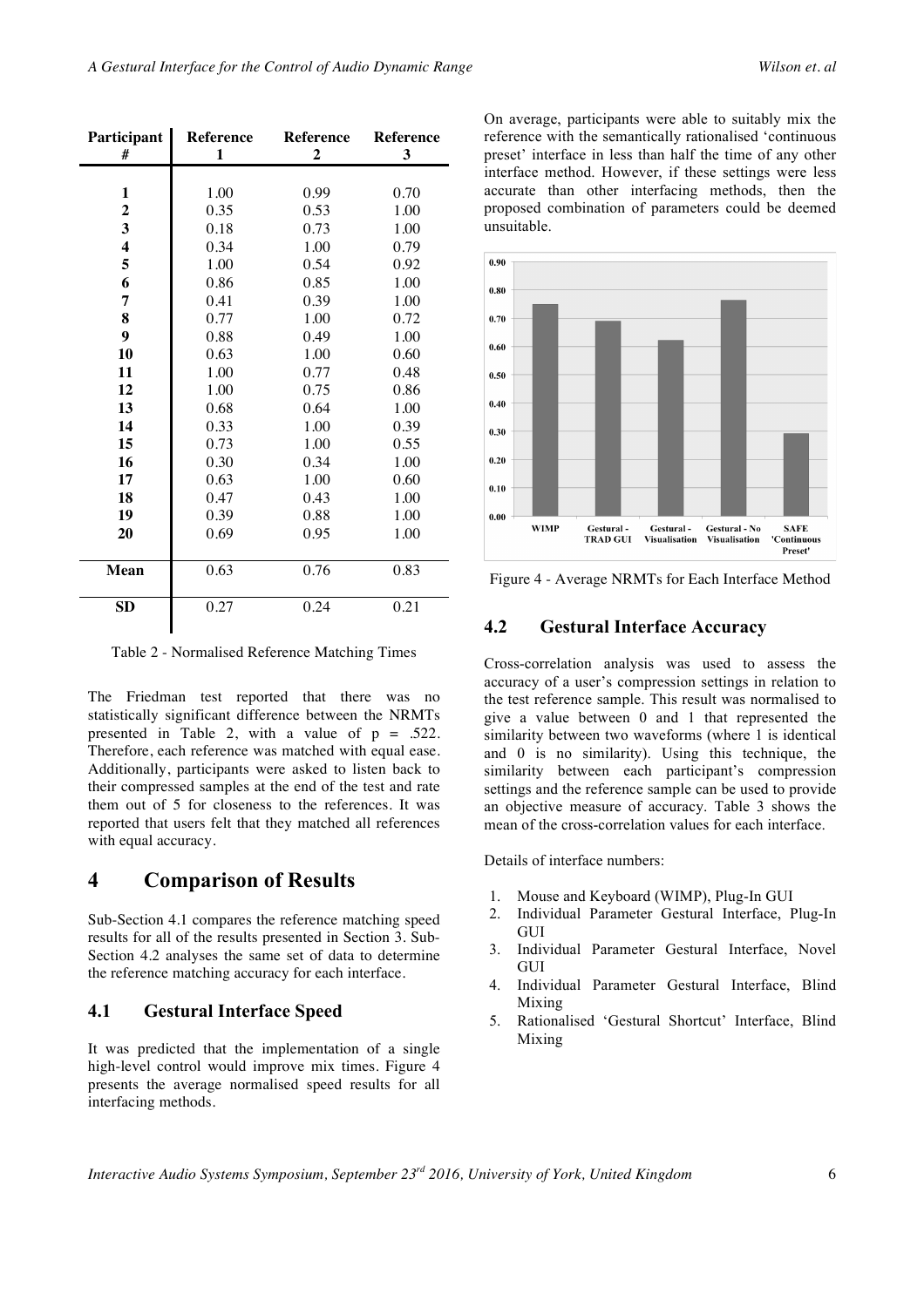| Participant # | Reference 1 | Reference 2 | Reference 3 |
|---|---|---|---|
| **1** | 1.00 | 0.99 | 0.70 |
| **2** | 0.35 | 0.53 | 1.00 |
| **3** | 0.18 | 0.73 | 1.00 |
| **4** | 0.34 | 1.00 | 0.79 |
| **5** | 1.00 | 0.54 | 0.92 |
| **6** | 0.86 | 0.85 | 1.00 |
| **7** | 0.41 | 0.39 | 1.00 |
| **8** | 0.77 | 1.00 | 0.72 |
| **9** | 0.88 | 0.49 | 1.00 |
| **10** | 0.63 | 1.00 | 0.60 |
| **11** | 1.00 | 0.77 | 0.48 |
| **12** | 1.00 | 0.75 | 0.86 |
| **13** | 0.68 | 0.64 | 1.00 |
| **14** | 0.33 | 1.00 | 0.39 |
| **15** | 0.73 | 1.00 | 0.55 |
| **16** | 0.30 | 0.34 | 1.00 |
| **17** | 0.63 | 1.00 | 0.60 |
| **18** | 0.47 | 0.43 | 1.00 |
| **19** | 0.39 | 0.88 | 1.00 |
| **20** | 0.69 | 0.95 | 1.00 |
| **Mean** | 0.63 | 0.76 | 0.83 |
| **SD** | 0.27 | 0.24 | 0.21 |

Table 2 - Normalised Reference Matching Times

The Friedman test reported that there was no statistically significant difference between the NRMTs presented in Table 2, with a value of $p = .522$. Therefore, each reference was matched with equal ease. Additionally, participants were asked to listen back to their compressed samples at the end of the test and rate them out of 5 for closeness to the references. It was reported that users felt that they matched all references with equal accuracy.

# 4 Comparison of Results

Sub-Section 4.1 compares the reference matching speed results for all of the results presented in Section 3. Sub-Section 4.2 analyses the same set of data to determine the reference matching accuracy for each interface.

## 4.1 Gestural Interface Speed

It was predicted that the implementation of a single high-level control would improve mix times. Figure 4 presents the average normalised speed results for all interfacing methods.

On average, participants were able to suitably mix the reference with the semantically rationalised 'continuous preset' interface in less than half the time of any other interface method. However, if these settings were less accurate than other interfacing methods, then the proposed combination of parameters could be deemed unsuitable.

Figure 4 - Average NRMTs for Each Interface Method

## 4.2 Gestural Interface Accuracy

Cross-correlation analysis was used to assess the accuracy of a user's compression settings in relation to the test reference sample. This result was normalised to give a value between 0 and 1 that represented the similarity between two waveforms (where 1 is identical and 0 is no similarity). Using this technique, the similarity between each participant's compression settings and the reference sample can be used to provide an objective measure of accuracy. Table 3 shows the mean of the cross-correlation values for each interface.

Details of interface numbers:

1. Mouse and Keyboard (WIMP), Plug-In GUI
2. Individual Parameter Gestural Interface, Plug-In GUI
3. Individual Parameter Gestural Interface, Novel GUI
4. Individual Parameter Gestural Interface, Blind Mixing
5. Rationalised 'Gestural Shortcut' Interface, Blind Mixing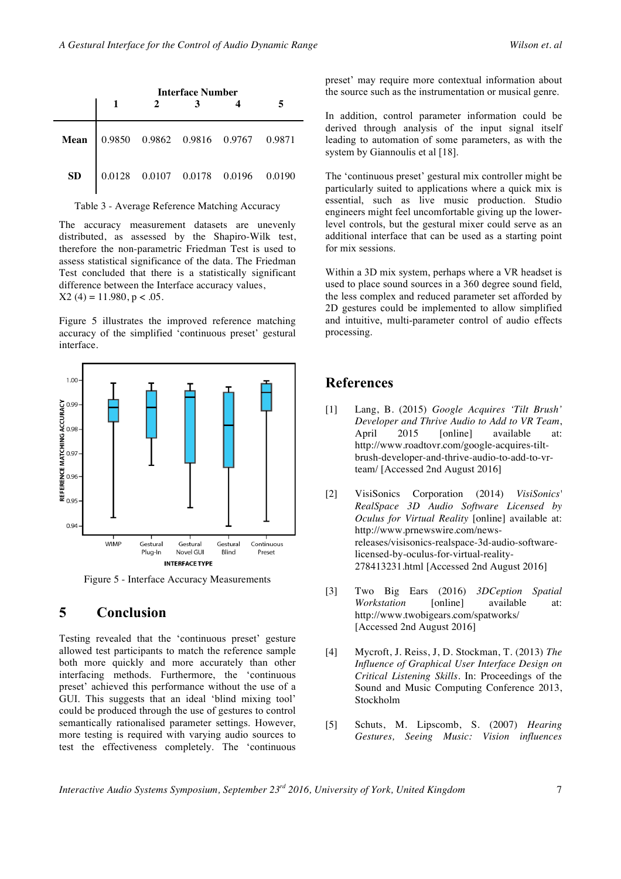| | Interface Number | | | | |
|---|---|---|---|---|---|
| | 1 | 2 | 3 | 4 | 5 |
| **Mean** | 0.9850 | 0.9862 | 0.9816 | 0.9767 | 0.9871 |
| **SD** | 0.0128 | 0.0107 | 0.0178 | 0.0196 | 0.0190 |

Table 3 - Average Reference Matching Accuracy

The accuracy measurement datasets are unevenly distributed, as assessed by the Shapiro-Wilk test, therefore the non-parametric Friedman Test is used to assess statistical significance of the data. The Friedman Test concluded that there is a statistically significant difference between the Interface accuracy values, $X2\ (4) = 11.980$, $p < .05$.

Figure 5 illustrates the improved reference matching accuracy of the simplified 'continuous preset' gestural interface.

Figure 5 - Interface Accuracy Measurements

## 5 Conclusion

Testing revealed that the 'continuous preset' gesture allowed test participants to match the reference sample both more quickly and more accurately than other interfacing methods. Furthermore, the 'continuous preset' achieved this performance without the use of a GUI. This suggests that an ideal 'blind mixing tool' could be produced through the use of gestures to control semantically rationalised parameter settings. However, more testing is required with varying audio sources to test the effectiveness completely. The 'continuous preset' may require more contextual information about the source such as the instrumentation or musical genre.

In addition, control parameter information could be derived through analysis of the input signal itself leading to automation of some parameters, as with the system by Giannoulis et al [18].

The 'continuous preset' gestural mix controller might be particularly suited to applications where a quick mix is essential, such as live music production. Studio engineers might feel uncomfortable giving up the lower-level controls, but the gestural mixer could serve as an additional interface that can be used as a starting point for mix sessions.

Within a 3D mix system, perhaps where a VR headset is used to place sound sources in a 360 degree sound field, the less complex and reduced parameter set afforded by 2D gestures could be implemented to allow simplified and intuitive, multi-parameter control of audio effects processing.

## References

[1] Lang, B. (2015) *Google Acquires 'Tilt Brush' Developer and Thrive Audio to Add to VR Team*, April 2015 [online] available at: http://www.roadtovr.com/google-acquires-tilt-brush-developer-and-thrive-audio-to-add-to-vr-team/ [Accessed 2nd August 2016]

[2] VisiSonics Corporation (2014) *VisiSonics' RealSpace 3D Audio Software Licensed by Oculus for Virtual Reality* [online] available at: http://www.prnewswire.com/news-releases/visisonics-realspace-3d-audio-software-licensed-by-oculus-for-virtual-reality-278413231.html [Accessed 2nd August 2016]

[3] Two Big Ears (2016) *3DCeption Spatial Workstation* [online] available at: http://www.twobigears.com/spatworks/ [Accessed 2nd August 2016]

[4] Mycroft, J. Reiss, J, D. Stockman, T. (2013) *The Influence of Graphical User Interface Design on Critical Listening Skills*. In: Proceedings of the Sound and Music Computing Conference 2013, Stockholm

[5] Schuts, M. Lipscomb, S. (2007) *Hearing Gestures, Seeing Music: Vision influences*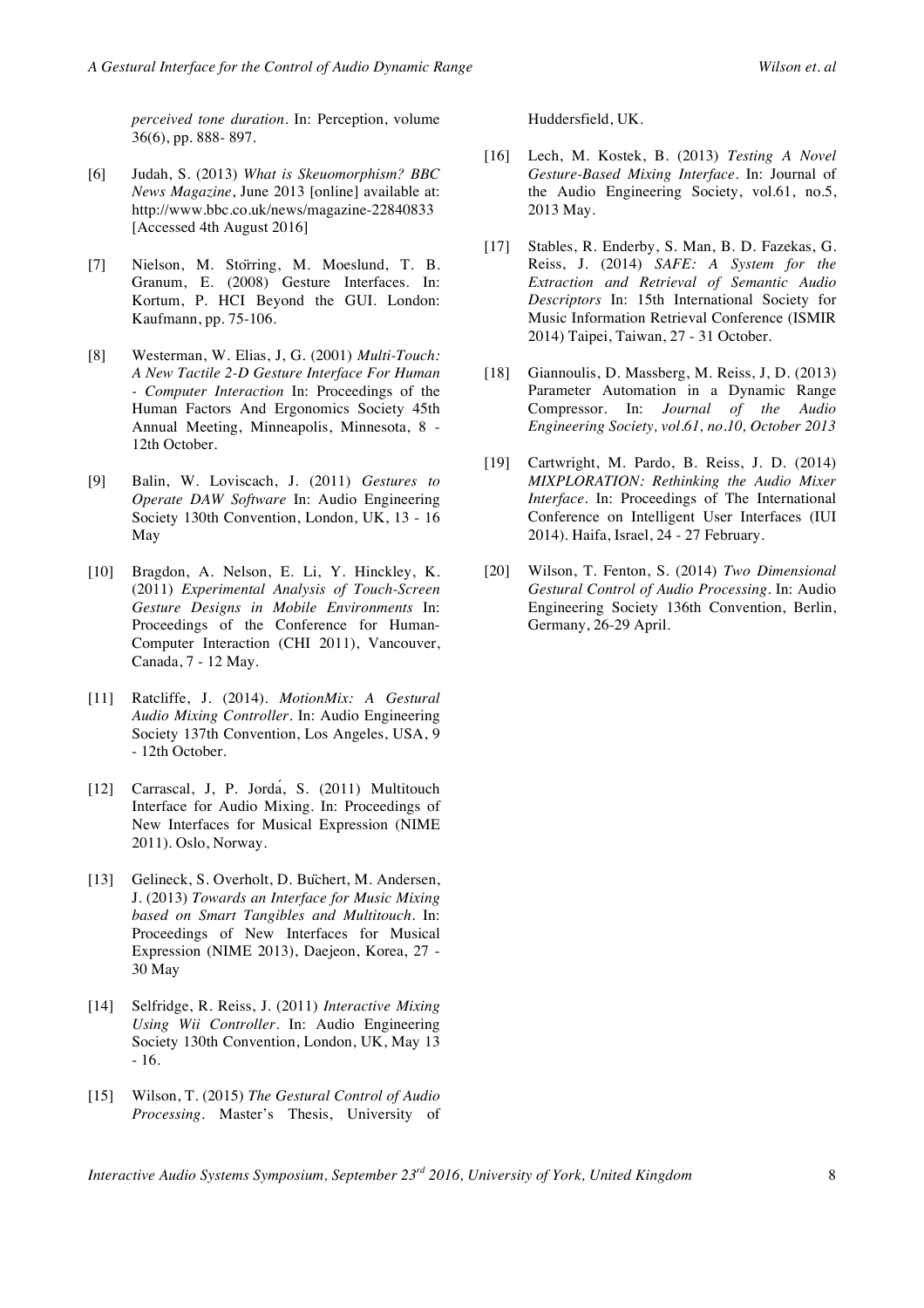*perceived tone duration*. In: Perception, volume 36(6), pp. 888- 897.

[6] Judah, S. (2013) *What is Skeuomorphism? BBC News Magazine*, June 2013 [online] available at: http://www.bbc.co.uk/news/magazine-22840833 [Accessed 4th August 2016]

[7] Nielson, M. Störring, M. Moeslund, T. B. Granum, E. (2008) Gesture Interfaces. In: Kortum, P. HCI Beyond the GUI. London: Kaufmann, pp. 75-106.

[8] Westerman, W. Elias, J, G. (2001) *Multi-Touch: A New Tactile 2-D Gesture Interface For Human - Computer Interaction* In: Proceedings of the Human Factors And Ergonomics Society 45th Annual Meeting, Minneapolis, Minnesota, 8 - 12th October.

[9] Balin, W. Loviscach, J. (2011) *Gestures to Operate DAW Software* In: Audio Engineering Society 130th Convention, London, UK, 13 - 16 May

[10] Bragdon, A. Nelson, E. Li, Y. Hinckley, K. (2011) *Experimental Analysis of Touch-Screen Gesture Designs in Mobile Environments* In: Proceedings of the Conference for Human-Computer Interaction (CHI 2011), Vancouver, Canada, 7 - 12 May.

[11] Ratcliffe, J. (2014). *MotionMix: A Gestural Audio Mixing Controller*. In: Audio Engineering Society 137th Convention, Los Angeles, USA, 9 - 12th October.

[12] Carrascal, J, P. Jordá, S. (2011) Multitouch Interface for Audio Mixing. In: Proceedings of New Interfaces for Musical Expression (NIME 2011). Oslo, Norway.

[13] Gelineck, S. Overholt, D. Büchert, M. Andersen, J. (2013) *Towards an Interface for Music Mixing based on Smart Tangibles and Multitouch*. In: Proceedings of New Interfaces for Musical Expression (NIME 2013), Daejeon, Korea, 27 - 30 May

[14] Selfridge, R. Reiss, J. (2011) *Interactive Mixing Using Wii Controller*. In: Audio Engineering Society 130th Convention, London, UK, May 13 - 16.

[15] Wilson, T. (2015) *The Gestural Control of Audio Processing*. Master's Thesis, University of Huddersfield, UK.

[16] Lech, M. Kostek, B. (2013) *Testing A Novel Gesture-Based Mixing Interface*. In: Journal of the Audio Engineering Society, vol.61, no.5, 2013 May.

[17] Stables, R. Enderby, S. Man, B. D. Fazekas, G. Reiss, J. (2014) *SAFE: A System for the Extraction and Retrieval of Semantic Audio Descriptors* In: 15th International Society for Music Information Retrieval Conference (ISMIR 2014) Taipei, Taiwan, 27 - 31 October.

[18] Giannoulis, D. Massberg, M. Reiss, J, D. (2013) Parameter Automation in a Dynamic Range Compressor. In: *Journal of the Audio Engineering Society, vol.61, no.10, October 2013*

[19] Cartwright, M. Pardo, B. Reiss, J. D. (2014) *MIXPLORATION: Rethinking the Audio Mixer Interface*. In: Proceedings of The International Conference on Intelligent User Interfaces (IUI 2014). Haifa, Israel, 24 - 27 February.

[20] Wilson, T. Fenton, S. (2014) *Two Dimensional Gestural Control of Audio Processing*. In: Audio Engineering Society 136th Convention, Berlin, Germany, 26-29 April.